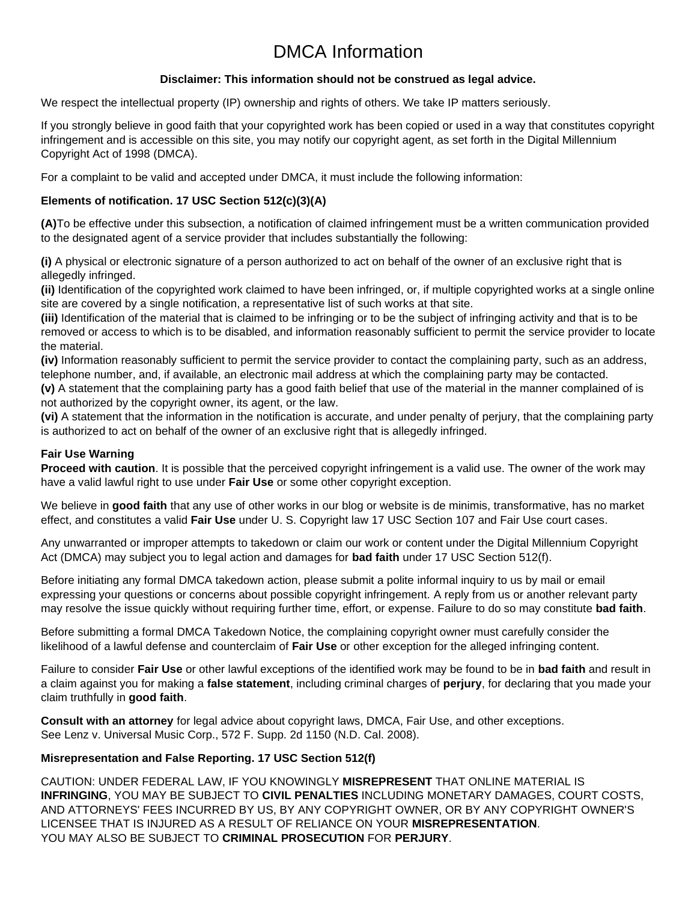# DMCA Information

**Disclaimer: This information should not be construed as legal advice.**

We respect the intellectual property (IP) ownership and rights of others. We take IP matters seriously.

If you strongly believe in good faith that your copyrighted work has been copied or used in a way that constitutes copyright infringement and is accessible on this site, you may notify our copyright agent, as set forth in the Digital Millennium Copyright Act of 1998 (DMCA).

For a complaint to be valid and accepted under DMCA, it must include the following information:

**Elements of notification. 17 USC Section 512(c)(3)(A)**

**(A)** To be effective under this subsection, a notification of claimed infringement must be a written communication provided to the designated agent of a service provider that includes substantially the following:

**(i)** A physical or electronic signature of a person authorized to act on behalf of the owner of an exclusive right that is allegedly infringed.
**(ii)** Identification of the copyrighted work claimed to have been infringed, or, if multiple copyrighted works at a single online site are covered by a single notification, a representative list of such works at that site.
**(iii)** Identification of the material that is claimed to be infringing or to be the subject of infringing activity and that is to be removed or access to which is to be disabled, and information reasonably sufficient to permit the service provider to locate the material.
**(iv)** Information reasonably sufficient to permit the service provider to contact the complaining party, such as an address, telephone number, and, if available, an electronic mail address at which the complaining party may be contacted.
**(v)** A statement that the complaining party has a good faith belief that use of the material in the manner complained of is not authorized by the copyright owner, its agent, or the law.
**(vi)** A statement that the information in the notification is accurate, and under penalty of perjury, that the complaining party is authorized to act on behalf of the owner of an exclusive right that is allegedly infringed.

**Fair Use Warning**
**Proceed with caution**. It is possible that the perceived copyright infringement is a valid use. The owner of the work may have a valid lawful right to use under **Fair Use** or some other copyright exception.

We believe in **good faith** that any use of other works in our blog or website is de minimis, transformative, has no market effect, and constitutes a valid **Fair Use** under U. S. Copyright law 17 USC Section 107 and Fair Use court cases.

Any unwarranted or improper attempts to takedown or claim our work or content under the Digital Millennium Copyright Act (DMCA) may subject you to legal action and damages for **bad faith** under 17 USC Section 512(f).

Before initiating any formal DMCA takedown action, please submit a polite informal inquiry to us by mail or email expressing your questions or concerns about possible copyright infringement. A reply from us or another relevant party may resolve the issue quickly without requiring further time, effort, or expense. Failure to do so may constitute **bad faith**.

Before submitting a formal DMCA Takedown Notice, the complaining copyright owner must carefully consider the likelihood of a lawful defense and counterclaim of **Fair Use** or other exception for the alleged infringing content.

Failure to consider **Fair Use** or other lawful exceptions of the identified work may be found to be in **bad faith** and result in a claim against you for making a **false statement**, including criminal charges of **perjury**, for declaring that you made your claim truthfully in **good faith**.

**Consult with an attorney** for legal advice about copyright laws, DMCA, Fair Use, and other exceptions.
See Lenz v. Universal Music Corp., 572 F. Supp. 2d 1150 (N.D. Cal. 2008).

**Misrepresentation and False Reporting. 17 USC Section 512(f)**

CAUTION: UNDER FEDERAL LAW, IF YOU KNOWINGLY **MISREPRESENT** THAT ONLINE MATERIAL IS **INFRINGING**, YOU MAY BE SUBJECT TO **CIVIL PENALTIES** INCLUDING MONETARY DAMAGES, COURT COSTS, AND ATTORNEYS' FEES INCURRED BY US, BY ANY COPYRIGHT OWNER, OR BY ANY COPYRIGHT OWNER'S LICENSEE THAT IS INJURED AS A RESULT OF RELIANCE ON YOUR **MISREPRESENTATION**.
YOU MAY ALSO BE SUBJECT TO **CRIMINAL PROSECUTION** FOR **PERJURY**.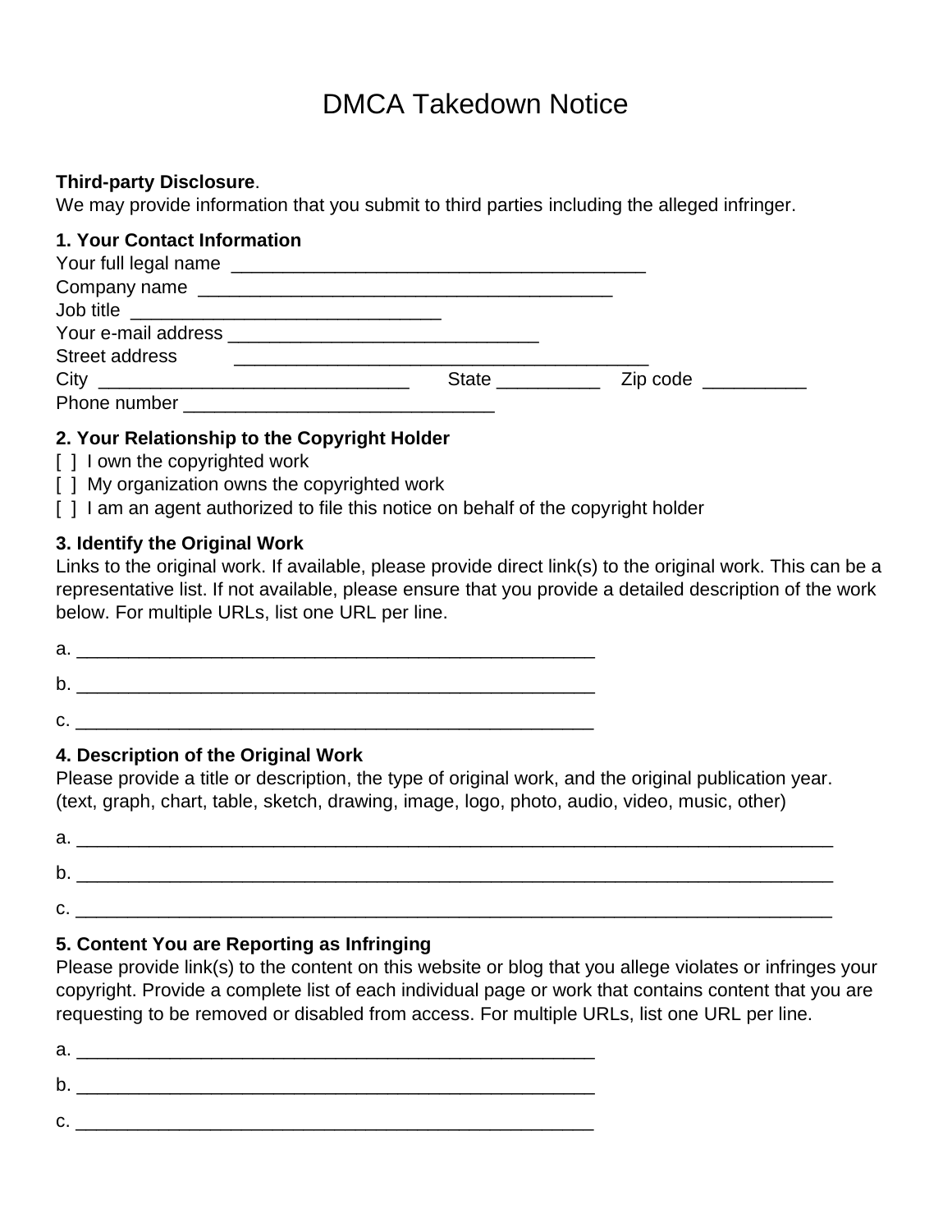# DMCA Takedown Notice

**Third-party Disclosure**.
We may provide information that you submit to third parties including the alleged infringer.

### 1. Your Contact Information

Your full legal name ________________________________________
Company name ________________________________________
Job title ______________________________
Your e-mail address ______________________________
Street address ________________________________________
City ______________________________ State __________ Zip code __________
Phone number ______________________________

### 2. Your Relationship to the Copyright Holder

[ ] I own the copyrighted work
[ ] My organization owns the copyrighted work
[ ] I am an agent authorized to file this notice on behalf of the copyright holder

### 3. Identify the Original Work

Links to the original work. If available, please provide direct link(s) to the original work. This can be a representative list. If not available, please ensure that you provide a detailed description of the work below. For multiple URLs, list one URL per line.

a. ___________________________________________________

b. ___________________________________________________

c. ___________________________________________________

### 4. Description of the Original Work

Please provide a title or description, the type of original work, and the original publication year. (text, graph, chart, table, sketch, drawing, image, logo, photo, audio, video, music, other)

a. ___________________________________________________________________________

b. ___________________________________________________________________________

c. ___________________________________________________________________________

### 5. Content You are Reporting as Infringing

Please provide link(s) to the content on this website or blog that you allege violates or infringes your copyright. Provide a complete list of each individual page or work that contains content that you are requesting to be removed or disabled from access. For multiple URLs, list one URL per line.

a. ___________________________________________________

b. ___________________________________________________

c. ___________________________________________________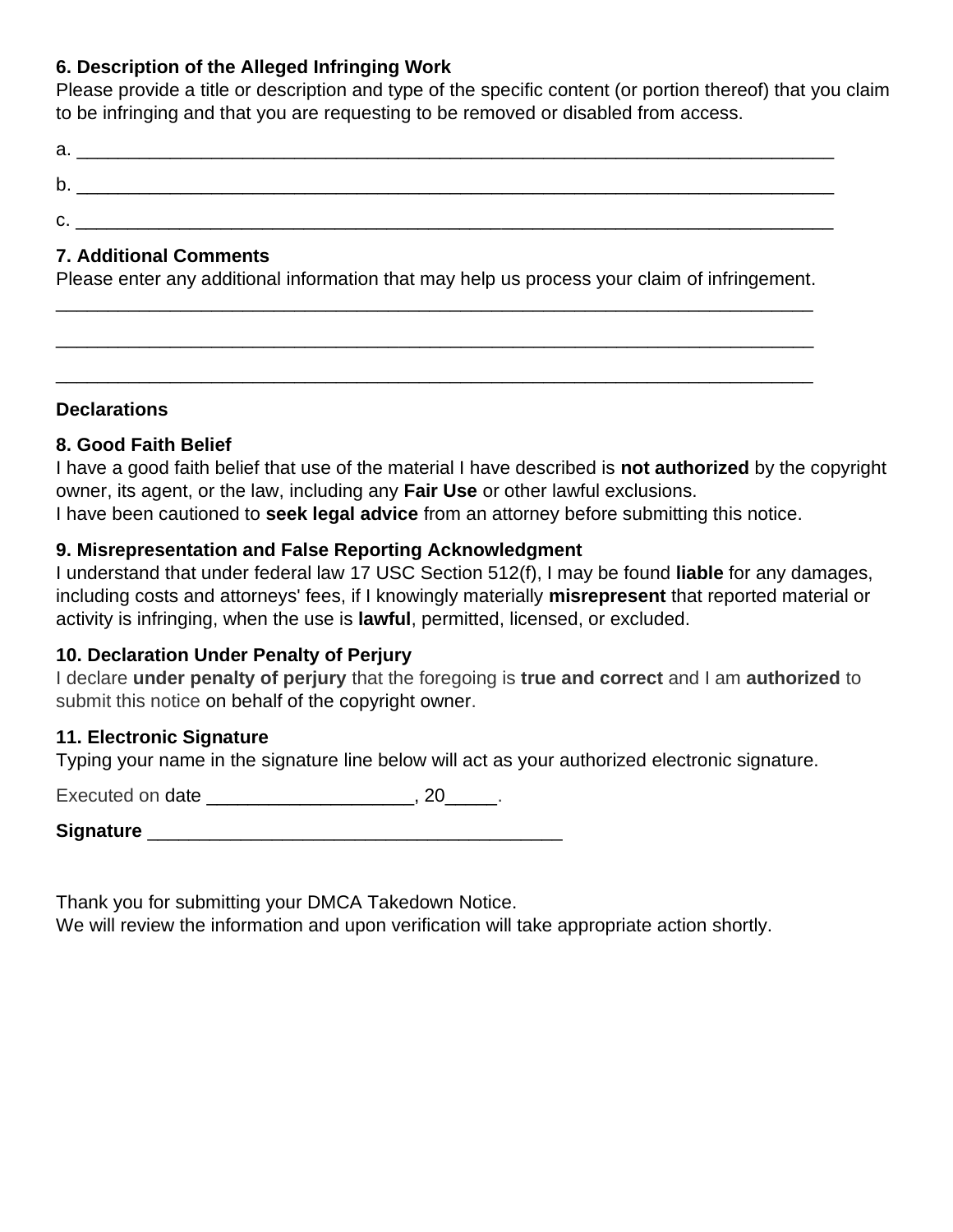**6. Description of the Alleged Infringing Work**
Please provide a title or description and type of the specific content (or portion thereof) that you claim to be infringing and that you are requesting to be removed or disabled from access.

a. ___________________________________________________________________________

b. ___________________________________________________________________________

c. ___________________________________________________________________________

**7. Additional Comments**
Please enter any additional information that may help us process your claim of infringement.

___________________________________________________________________________

___________________________________________________________________________

___________________________________________________________________________

**Declarations**

**8. Good Faith Belief**
I have a good faith belief that use of the material I have described is **not authorized** by the copyright owner, its agent, or the law, including any **Fair Use** or other lawful exclusions.
I have been cautioned to **seek legal advice** from an attorney before submitting this notice.

**9. Misrepresentation and False Reporting Acknowledgment**
I understand that under federal law 17 USC Section 512(f), I may be found **liable** for any damages, including costs and attorneys' fees, if I knowingly materially **misrepresent** that reported material or activity is infringing, when the use is **lawful**, permitted, licensed, or excluded.

**10. Declaration Under Penalty of Perjury**
I declare **under penalty of perjury** that the foregoing is **true and correct** and I am **authorized** to submit this notice on behalf of the copyright owner.

**11. Electronic Signature**
Typing your name in the signature line below will act as your authorized electronic signature.

Executed on date ____________________, 20_____.

**Signature** ________________________________________

Thank you for submitting your DMCA Takedown Notice.
We will review the information and upon verification will take appropriate action shortly.